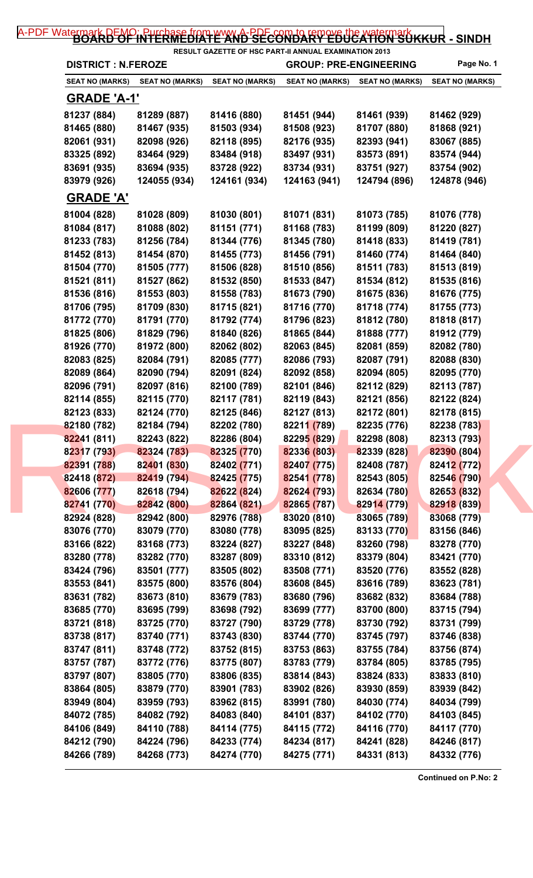# BOARD OF INTERMEDIATE AND SECONDARY EDUCATION SUKKUR - SINDH

RESULT GAZETTE OF HSC PART-II ANNUAL EXAMINATION 2013

**DISTRICT : N.FEROZE** **GROUP: PRE-ENGINEERING**

| SEAT NO (MARKS) | SEAT NO (MARKS) | SEAT NO (MARKS) | SEAT NO (MARKS) | SEAT NO (MARKS) | SEAT NO (MARKS) |
|---|---|---|---|---|---|

## GRADE 'A-1'

| | | | | | |
|---|---|---|---|---|---|
| 81237 (884) | 81289 (887) | 81416 (880) | 81451 (944) | 81461 (939) | 81462 (929) |
| 81465 (880) | 81467 (935) | 81503 (934) | 81508 (923) | 81707 (880) | 81868 (921) |
| 82061 (931) | 82098 (926) | 82118 (895) | 82176 (935) | 82393 (941) | 83067 (885) |
| 83325 (892) | 83464 (929) | 83484 (918) | 83497 (931) | 83573 (891) | 83574 (944) |
| 83691 (935) | 83694 (935) | 83728 (922) | 83734 (931) | 83751 (927) | 83754 (902) |
| 83979 (926) | 124055 (934) | 124161 (934) | 124163 (941) | 124794 (896) | 124878 (946) |

## GRADE 'A'

| | | | | | |
|---|---|---|---|---|---|
| 81004 (828) | 81028 (809) | 81030 (801) | 81071 (831) | 81073 (785) | 81076 (778) |
| 81084 (817) | 81088 (802) | 81151 (771) | 81168 (783) | 81199 (809) | 81220 (827) |
| 81233 (783) | 81256 (784) | 81344 (776) | 81345 (780) | 81418 (833) | 81419 (781) |
| 81452 (813) | 81454 (870) | 81455 (773) | 81456 (791) | 81460 (774) | 81464 (840) |
| 81504 (770) | 81505 (777) | 81506 (828) | 81510 (856) | 81511 (783) | 81513 (819) |
| 81521 (811) | 81527 (862) | 81532 (850) | 81533 (847) | 81534 (812) | 81535 (816) |
| 81536 (816) | 81553 (803) | 81558 (783) | 81673 (790) | 81675 (836) | 81676 (775) |
| 81706 (795) | 81709 (830) | 81715 (821) | 81716 (770) | 81718 (774) | 81755 (773) |
| 81772 (770) | 81791 (770) | 81792 (774) | 81796 (823) | 81812 (780) | 81818 (817) |
| 81825 (806) | 81829 (796) | 81840 (826) | 81865 (844) | 81888 (777) | 81912 (779) |
| 81926 (770) | 81972 (800) | 82062 (802) | 82063 (845) | 82081 (859) | 82082 (780) |
| 82083 (825) | 82084 (791) | 82085 (777) | 82086 (793) | 82087 (791) | 82088 (830) |
| 82089 (864) | 82090 (794) | 82091 (824) | 82092 (858) | 82094 (805) | 82095 (770) |
| 82096 (791) | 82097 (816) | 82100 (789) | 82101 (846) | 82112 (829) | 82113 (787) |
| 82114 (855) | 82115 (770) | 82117 (781) | 82119 (843) | 82121 (856) | 82122 (824) |
| 82123 (833) | 82124 (770) | 82125 (846) | 82127 (813) | 82172 (801) | 82178 (815) |
| 82180 (782) | 82184 (794) | 82202 (780) | 82211 (789) | 82235 (776) | 82238 (783) |
| 82241 (811) | 82243 (822) | 82286 (804) | 82295 (829) | 82298 (808) | 82313 (793) |
| 82317 (793) | 82324 (783) | 82325 (770) | 82336 (803) | 82339 (828) | 82390 (804) |
| 82391 (788) | 82401 (830) | 82402 (771) | 82407 (775) | 82408 (787) | 82412 (772) |
| 82418 (872) | 82419 (794) | 82425 (775) | 82541 (778) | 82543 (805) | 82546 (790) |
| 82606 (777) | 82618 (794) | 82622 (824) | 82624 (793) | 82634 (780) | 82653 (832) |
| 82741 (770) | 82842 (800) | 82864 (821) | 82865 (787) | 82914 (779) | 82918 (839) |
| 82924 (828) | 82942 (800) | 82976 (788) | 83020 (810) | 83065 (789) | 83068 (779) |
| 83076 (770) | 83079 (770) | 83080 (778) | 83095 (825) | 83133 (770) | 83156 (846) |
| 83166 (822) | 83168 (773) | 83224 (827) | 83227 (848) | 83260 (798) | 83278 (770) |
| 83280 (778) | 83282 (770) | 83287 (809) | 83310 (812) | 83379 (804) | 83421 (770) |
| 83424 (796) | 83501 (777) | 83505 (802) | 83508 (771) | 83520 (776) | 83552 (828) |
| 83553 (841) | 83575 (800) | 83576 (804) | 83608 (845) | 83616 (789) | 83623 (781) |
| 83631 (782) | 83673 (810) | 83679 (783) | 83680 (796) | 83682 (832) | 83684 (788) |
| 83685 (770) | 83695 (799) | 83698 (792) | 83699 (777) | 83700 (800) | 83715 (794) |
| 83721 (818) | 83725 (770) | 83727 (790) | 83729 (778) | 83730 (792) | 83731 (799) |
| 83738 (817) | 83740 (771) | 83743 (830) | 83744 (770) | 83745 (797) | 83746 (838) |
| 83747 (811) | 83748 (772) | 83752 (815) | 83753 (863) | 83755 (784) | 83756 (874) |
| 83757 (787) | 83772 (776) | 83775 (807) | 83783 (779) | 83784 (805) | 83785 (795) |
| 83797 (807) | 83805 (770) | 83806 (835) | 83814 (843) | 83824 (833) | 83833 (810) |
| 83864 (805) | 83879 (770) | 83901 (783) | 83902 (826) | 83930 (859) | 83939 (842) |
| 83949 (804) | 83959 (793) | 83962 (815) | 83991 (780) | 84030 (774) | 84034 (799) |
| 84072 (785) | 84082 (792) | 84083 (840) | 84101 (837) | 84102 (770) | 84103 (845) |
| 84106 (849) | 84110 (788) | 84114 (775) | 84115 (772) | 84116 (770) | 84117 (770) |
| 84212 (790) | 84224 (796) | 84233 (774) | 84234 (817) | 84241 (828) | 84246 (817) |
| 84266 (789) | 84268 (773) | 84274 (770) | 84275 (771) | 84331 (813) | 84332 (776) |

**Continued on P.No: 2**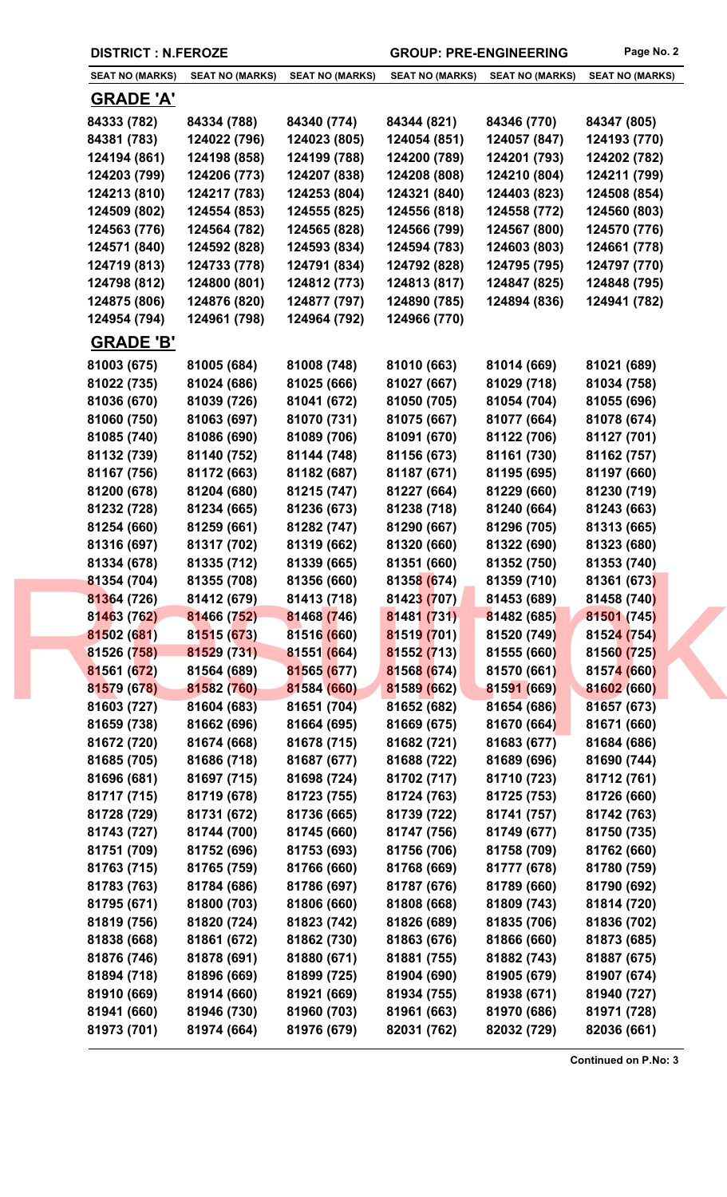DISTRICT : N.FEROZE

GROUP: PRE-ENGINEERING

| SEAT NO (MARKS) | SEAT NO (MARKS) | SEAT NO (MARKS) | SEAT NO (MARKS) | SEAT NO (MARKS) | SEAT NO (MARKS) |
|---|---|---|---|---|---|

## GRADE 'A'

| | | | | | |
|---|---|---|---|---|---|
| 84333 (782) | 84334 (788) | 84340 (774) | 84344 (821) | 84346 (770) | 84347 (805) |
| 84381 (783) | 124022 (796) | 124023 (805) | 124054 (851) | 124057 (847) | 124193 (770) |
| 124194 (861) | 124198 (858) | 124199 (788) | 124200 (789) | 124201 (793) | 124202 (782) |
| 124203 (799) | 124206 (773) | 124207 (838) | 124208 (808) | 124210 (804) | 124211 (799) |
| 124213 (810) | 124217 (783) | 124253 (804) | 124321 (840) | 124403 (823) | 124508 (854) |
| 124509 (802) | 124554 (853) | 124555 (825) | 124556 (818) | 124558 (772) | 124560 (803) |
| 124563 (776) | 124564 (782) | 124565 (828) | 124566 (799) | 124567 (800) | 124570 (776) |
| 124571 (840) | 124592 (828) | 124593 (834) | 124594 (783) | 124603 (803) | 124661 (778) |
| 124719 (813) | 124733 (778) | 124791 (834) | 124792 (828) | 124795 (795) | 124797 (770) |
| 124798 (812) | 124800 (801) | 124812 (773) | 124813 (817) | 124847 (825) | 124848 (795) |
| 124875 (806) | 124876 (820) | 124877 (797) | 124890 (785) | 124894 (836) | 124941 (782) |
| 124954 (794) | 124961 (798) | 124964 (792) | 124966 (770) | | |

## GRADE 'B'

| | | | | | |
|---|---|---|---|---|---|
| 81003 (675) | 81005 (684) | 81008 (748) | 81010 (663) | 81014 (669) | 81021 (689) |
| 81022 (735) | 81024 (686) | 81025 (666) | 81027 (667) | 81029 (718) | 81034 (758) |
| 81036 (670) | 81039 (726) | 81041 (672) | 81050 (705) | 81054 (704) | 81055 (696) |
| 81060 (750) | 81063 (697) | 81070 (731) | 81075 (667) | 81077 (664) | 81078 (674) |
| 81085 (740) | 81086 (690) | 81089 (706) | 81091 (670) | 81122 (706) | 81127 (701) |
| 81132 (739) | 81140 (752) | 81144 (748) | 81156 (673) | 81161 (730) | 81162 (757) |
| 81167 (756) | 81172 (663) | 81182 (687) | 81187 (671) | 81195 (695) | 81197 (660) |
| 81200 (678) | 81204 (680) | 81215 (747) | 81227 (664) | 81229 (660) | 81230 (719) |
| 81232 (728) | 81234 (665) | 81236 (673) | 81238 (718) | 81240 (664) | 81243 (663) |
| 81254 (660) | 81259 (661) | 81282 (747) | 81290 (667) | 81296 (705) | 81313 (665) |
| 81316 (697) | 81317 (702) | 81319 (662) | 81320 (660) | 81322 (690) | 81323 (680) |
| 81334 (678) | 81335 (712) | 81339 (665) | 81351 (660) | 81352 (750) | 81353 (740) |
| 81354 (704) | 81355 (708) | 81356 (660) | 81358 (674) | 81359 (710) | 81361 (673) |
| 81364 (726) | 81412 (679) | 81413 (718) | 81423 (707) | 81453 (689) | 81458 (740) |
| 81463 (762) | 81466 (752) | 81468 (746) | 81481 (731) | 81482 (685) | 81501 (745) |
| 81502 (681) | 81515 (673) | 81516 (660) | 81519 (701) | 81520 (749) | 81524 (754) |
| 81526 (758) | 81529 (731) | 81551 (664) | 81552 (713) | 81555 (660) | 81560 (725) |
| 81561 (672) | 81564 (689) | 81565 (677) | 81568 (674) | 81570 (661) | 81574 (660) |
| 81579 (678) | 81582 (760) | 81584 (660) | 81589 (662) | 81591 (669) | 81602 (660) |
| 81603 (727) | 81604 (683) | 81651 (704) | 81652 (682) | 81654 (686) | 81657 (673) |
| 81659 (738) | 81662 (696) | 81664 (695) | 81669 (675) | 81670 (664) | 81671 (660) |
| 81672 (720) | 81674 (668) | 81678 (715) | 81682 (721) | 81683 (677) | 81684 (686) |
| 81685 (705) | 81686 (718) | 81687 (677) | 81688 (722) | 81689 (696) | 81690 (744) |
| 81696 (681) | 81697 (715) | 81698 (724) | 81702 (717) | 81710 (723) | 81712 (761) |
| 81717 (715) | 81719 (678) | 81723 (755) | 81724 (763) | 81725 (753) | 81726 (660) |
| 81728 (729) | 81731 (672) | 81736 (665) | 81739 (722) | 81741 (757) | 81742 (763) |
| 81743 (727) | 81744 (700) | 81745 (660) | 81747 (756) | 81749 (677) | 81750 (735) |
| 81751 (709) | 81752 (696) | 81753 (693) | 81756 (706) | 81758 (709) | 81762 (660) |
| 81763 (715) | 81765 (759) | 81766 (660) | 81768 (669) | 81777 (678) | 81780 (759) |
| 81783 (763) | 81784 (686) | 81786 (697) | 81787 (676) | 81789 (660) | 81790 (692) |
| 81795 (671) | 81800 (703) | 81806 (660) | 81808 (668) | 81809 (743) | 81814 (720) |
| 81819 (756) | 81820 (724) | 81823 (742) | 81826 (689) | 81835 (706) | 81836 (702) |
| 81838 (668) | 81861 (672) | 81862 (730) | 81863 (676) | 81866 (660) | 81873 (685) |
| 81876 (746) | 81878 (691) | 81880 (671) | 81881 (755) | 81882 (743) | 81887 (675) |
| 81894 (718) | 81896 (669) | 81899 (725) | 81904 (690) | 81905 (679) | 81907 (674) |
| 81910 (669) | 81914 (660) | 81921 (669) | 81934 (755) | 81938 (671) | 81940 (727) |
| 81941 (660) | 81946 (730) | 81960 (703) | 81961 (663) | 81970 (686) | 81971 (728) |
| 81973 (701) | 81974 (664) | 81976 (679) | 82031 (762) | 82032 (729) | 82036 (661) |

Continued on P.No: 3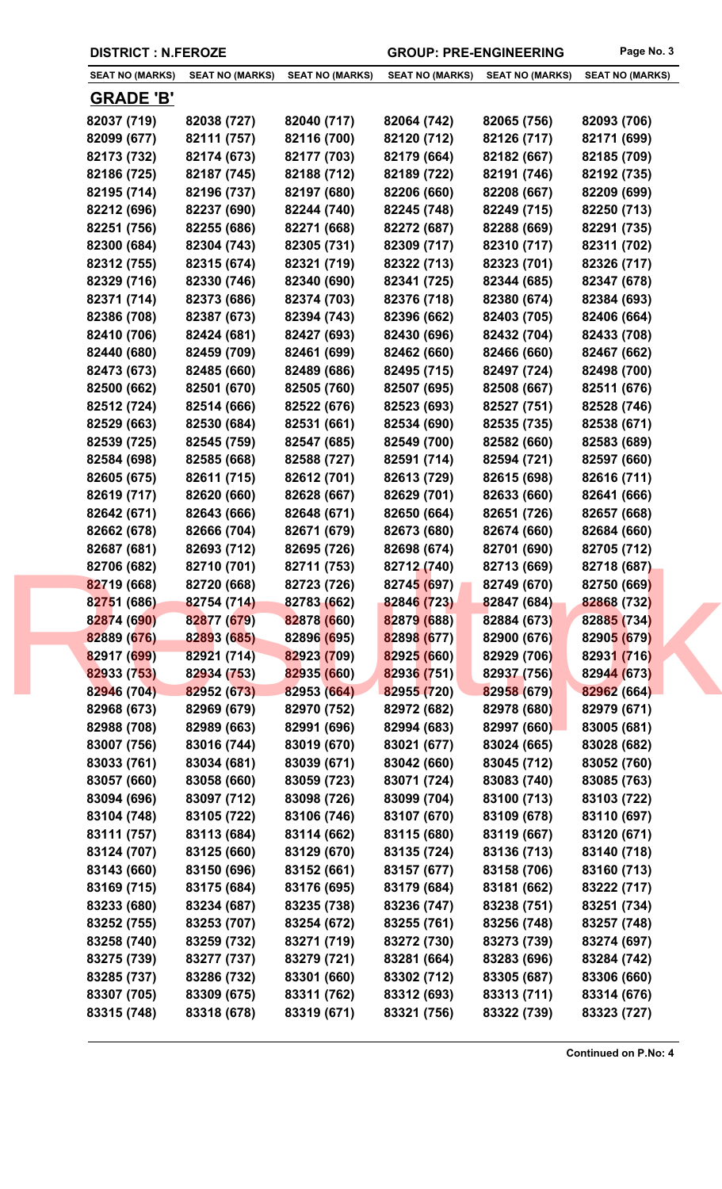DISTRICT : N.FEROZE | GROUP: PRE-ENGINEERING

| SEAT NO (MARKS) | SEAT NO (MARKS) | SEAT NO (MARKS) | SEAT NO (MARKS) | SEAT NO (MARKS) | SEAT NO (MARKS) |
|---|---|---|---|---|---|

## GRADE 'B'

| | | | | | |
|---|---|---|---|---|---|
| 82037 (719) | 82038 (727) | 82040 (717) | 82064 (742) | 82065 (756) | 82093 (706) |
| 82099 (677) | 82111 (757) | 82116 (700) | 82120 (712) | 82126 (717) | 82171 (699) |
| 82173 (732) | 82174 (673) | 82177 (703) | 82179 (664) | 82182 (667) | 82185 (709) |
| 82186 (725) | 82187 (745) | 82188 (712) | 82189 (722) | 82191 (746) | 82192 (735) |
| 82195 (714) | 82196 (737) | 82197 (680) | 82206 (660) | 82208 (667) | 82209 (699) |
| 82212 (696) | 82237 (690) | 82244 (740) | 82245 (748) | 82249 (715) | 82250 (713) |
| 82251 (756) | 82255 (686) | 82271 (668) | 82272 (687) | 82288 (669) | 82291 (735) |
| 82300 (684) | 82304 (743) | 82305 (731) | 82309 (717) | 82310 (717) | 82311 (702) |
| 82312 (755) | 82315 (674) | 82321 (719) | 82322 (713) | 82323 (701) | 82326 (717) |
| 82329 (716) | 82330 (746) | 82340 (690) | 82341 (725) | 82344 (685) | 82347 (678) |
| 82371 (714) | 82373 (686) | 82374 (703) | 82376 (718) | 82380 (674) | 82384 (693) |
| 82386 (708) | 82387 (673) | 82394 (743) | 82396 (662) | 82403 (705) | 82406 (664) |
| 82410 (706) | 82424 (681) | 82427 (693) | 82430 (696) | 82432 (704) | 82433 (708) |
| 82440 (680) | 82459 (709) | 82461 (699) | 82462 (660) | 82466 (660) | 82467 (662) |
| 82473 (673) | 82485 (660) | 82489 (686) | 82495 (715) | 82497 (724) | 82498 (700) |
| 82500 (662) | 82501 (670) | 82505 (760) | 82507 (695) | 82508 (667) | 82511 (676) |
| 82512 (724) | 82514 (666) | 82522 (676) | 82523 (693) | 82527 (751) | 82528 (746) |
| 82529 (663) | 82530 (684) | 82531 (661) | 82534 (690) | 82535 (735) | 82538 (671) |
| 82539 (725) | 82545 (759) | 82547 (685) | 82549 (700) | 82582 (660) | 82583 (689) |
| 82584 (698) | 82585 (668) | 82588 (727) | 82591 (714) | 82594 (721) | 82597 (660) |
| 82605 (675) | 82611 (715) | 82612 (701) | 82613 (729) | 82615 (698) | 82616 (711) |
| 82619 (717) | 82620 (660) | 82628 (667) | 82629 (701) | 82633 (660) | 82641 (666) |
| 82642 (671) | 82643 (666) | 82648 (671) | 82650 (664) | 82651 (726) | 82657 (668) |
| 82662 (678) | 82666 (704) | 82671 (679) | 82673 (680) | 82674 (660) | 82684 (660) |
| 82687 (681) | 82693 (712) | 82695 (726) | 82698 (674) | 82701 (690) | 82705 (712) |
| 82706 (682) | 82710 (701) | 82711 (753) | 82712 (740) | 82713 (669) | 82718 (687) |
| 82719 (668) | 82720 (668) | 82723 (726) | 82745 (697) | 82749 (670) | 82750 (669) |
| 82751 (686) | 82754 (714) | 82783 (662) | 82846 (723) | 82847 (684) | 82868 (732) |
| 82874 (690) | 82877 (679) | 82878 (660) | 82879 (688) | 82884 (673) | 82885 (734) |
| 82889 (676) | 82893 (685) | 82896 (695) | 82898 (677) | 82900 (676) | 82905 (679) |
| 82917 (699) | 82921 (714) | 82923 (709) | 82925 (660) | 82929 (706) | 82931 (716) |
| 82933 (753) | 82934 (753) | 82935 (660) | 82936 (751) | 82937 (756) | 82944 (673) |
| 82946 (704) | 82952 (673) | 82953 (664) | 82955 (720) | 82958 (679) | 82962 (664) |
| 82968 (673) | 82969 (679) | 82970 (752) | 82972 (682) | 82978 (680) | 82979 (671) |
| 82988 (708) | 82989 (663) | 82991 (696) | 82994 (683) | 82997 (660) | 83005 (681) |
| 83007 (756) | 83016 (744) | 83019 (670) | 83021 (677) | 83024 (665) | 83028 (682) |
| 83033 (761) | 83034 (681) | 83039 (671) | 83042 (660) | 83045 (712) | 83052 (760) |
| 83057 (660) | 83058 (660) | 83059 (723) | 83071 (724) | 83083 (740) | 83085 (763) |
| 83094 (696) | 83097 (712) | 83098 (726) | 83099 (704) | 83100 (713) | 83103 (722) |
| 83104 (748) | 83105 (722) | 83106 (746) | 83107 (670) | 83109 (678) | 83110 (697) |
| 83111 (757) | 83113 (684) | 83114 (662) | 83115 (680) | 83119 (667) | 83120 (671) |
| 83124 (707) | 83125 (660) | 83129 (670) | 83135 (724) | 83136 (713) | 83140 (718) |
| 83143 (660) | 83150 (696) | 83152 (661) | 83157 (677) | 83158 (706) | 83160 (713) |
| 83169 (715) | 83175 (684) | 83176 (695) | 83179 (684) | 83181 (662) | 83222 (717) |
| 83233 (680) | 83234 (687) | 83235 (738) | 83236 (747) | 83238 (751) | 83251 (734) |
| 83252 (755) | 83253 (707) | 83254 (672) | 83255 (761) | 83256 (748) | 83257 (748) |
| 83258 (740) | 83259 (732) | 83271 (719) | 83272 (730) | 83273 (739) | 83274 (697) |
| 83275 (739) | 83277 (737) | 83279 (721) | 83281 (664) | 83283 (696) | 83284 (742) |
| 83285 (737) | 83286 (732) | 83301 (660) | 83302 (712) | 83305 (687) | 83306 (660) |
| 83307 (705) | 83309 (675) | 83311 (762) | 83312 (693) | 83313 (711) | 83314 (676) |
| 83315 (748) | 83318 (678) | 83319 (671) | 83321 (756) | 83322 (739) | 83323 (727) |

**Continued on P.No: 4**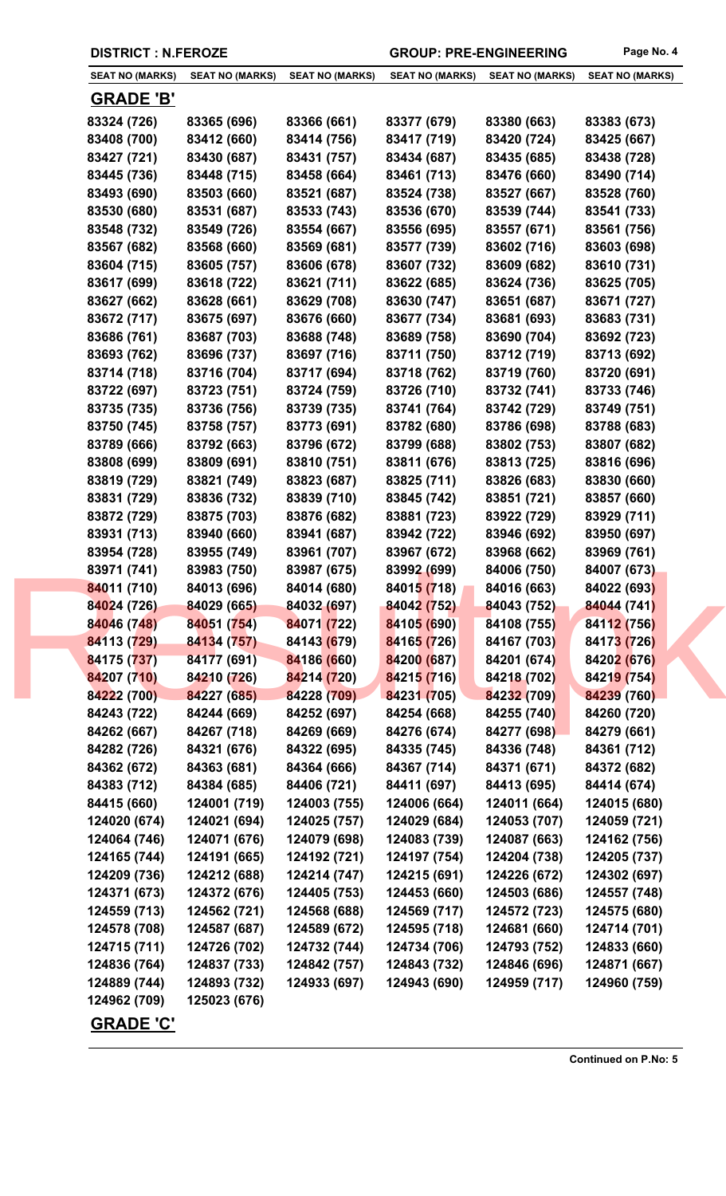**DISTRICT : N.FEROZE** **GROUP: PRE-ENGINEERING**

| SEAT NO (MARKS) | SEAT NO (MARKS) | SEAT NO (MARKS) | SEAT NO (MARKS) | SEAT NO (MARKS) | SEAT NO (MARKS) |
|---|---|---|---|---|---|

## GRADE 'B'

| | | | | | |
|---|---|---|---|---|---|
| 83324 (726) | 83365 (696) | 83366 (661) | 83377 (679) | 83380 (663) | 83383 (673) |
| 83408 (700) | 83412 (660) | 83414 (756) | 83417 (719) | 83420 (724) | 83425 (667) |
| 83427 (721) | 83430 (687) | 83431 (757) | 83434 (687) | 83435 (685) | 83438 (728) |
| 83445 (736) | 83448 (715) | 83458 (664) | 83461 (713) | 83476 (660) | 83490 (714) |
| 83493 (690) | 83503 (660) | 83521 (687) | 83524 (738) | 83527 (667) | 83528 (760) |
| 83530 (680) | 83531 (687) | 83533 (743) | 83536 (670) | 83539 (744) | 83541 (733) |
| 83548 (732) | 83549 (726) | 83554 (667) | 83556 (695) | 83557 (671) | 83561 (756) |
| 83567 (682) | 83568 (660) | 83569 (681) | 83577 (739) | 83602 (716) | 83603 (698) |
| 83604 (715) | 83605 (757) | 83606 (678) | 83607 (732) | 83609 (682) | 83610 (731) |
| 83617 (699) | 83618 (722) | 83621 (711) | 83622 (685) | 83624 (736) | 83625 (705) |
| 83627 (662) | 83628 (661) | 83629 (708) | 83630 (747) | 83651 (687) | 83671 (727) |
| 83672 (717) | 83675 (697) | 83676 (660) | 83677 (734) | 83681 (693) | 83683 (731) |
| 83686 (761) | 83687 (703) | 83688 (748) | 83689 (758) | 83690 (704) | 83692 (723) |
| 83693 (762) | 83696 (737) | 83697 (716) | 83711 (750) | 83712 (719) | 83713 (692) |
| 83714 (718) | 83716 (704) | 83717 (694) | 83718 (762) | 83719 (760) | 83720 (691) |
| 83722 (697) | 83723 (751) | 83724 (759) | 83726 (710) | 83732 (741) | 83733 (746) |
| 83735 (735) | 83736 (756) | 83739 (735) | 83741 (764) | 83742 (729) | 83749 (751) |
| 83750 (745) | 83758 (757) | 83773 (691) | 83782 (680) | 83786 (698) | 83788 (683) |
| 83789 (666) | 83792 (663) | 83796 (672) | 83799 (688) | 83802 (753) | 83807 (682) |
| 83808 (699) | 83809 (691) | 83810 (751) | 83811 (676) | 83813 (725) | 83816 (696) |
| 83819 (729) | 83821 (749) | 83823 (687) | 83825 (711) | 83826 (683) | 83830 (660) |
| 83831 (729) | 83836 (732) | 83839 (710) | 83845 (742) | 83851 (721) | 83857 (660) |
| 83872 (729) | 83875 (703) | 83876 (682) | 83881 (723) | 83922 (729) | 83929 (711) |
| 83931 (713) | 83940 (660) | 83941 (687) | 83942 (722) | 83946 (692) | 83950 (697) |
| 83954 (728) | 83955 (749) | 83961 (707) | 83967 (672) | 83968 (662) | 83969 (761) |
| 83971 (741) | 83983 (750) | 83987 (675) | 83992 (699) | 84006 (750) | 84007 (673) |
| 84011 (710) | 84013 (696) | 84014 (680) | 84015 (718) | 84016 (663) | 84022 (693) |
| 84024 (726) | 84029 (665) | 84032 (697) | 84042 (752) | 84043 (752) | 84044 (741) |
| 84046 (748) | 84051 (754) | 84071 (722) | 84105 (690) | 84108 (755) | 84112 (756) |
| 84113 (729) | 84134 (757) | 84143 (679) | 84165 (726) | 84167 (703) | 84173 (726) |
| 84175 (737) | 84177 (691) | 84186 (660) | 84200 (687) | 84201 (674) | 84202 (676) |
| 84207 (710) | 84210 (726) | 84214 (720) | 84215 (716) | 84218 (702) | 84219 (754) |
| 84222 (700) | 84227 (685) | 84228 (709) | 84231 (705) | 84232 (709) | 84239 (760) |
| 84243 (722) | 84244 (669) | 84252 (697) | 84254 (668) | 84255 (740) | 84260 (720) |
| 84262 (667) | 84267 (718) | 84269 (669) | 84276 (674) | 84277 (698) | 84279 (661) |
| 84282 (726) | 84321 (676) | 84322 (695) | 84335 (745) | 84336 (748) | 84361 (712) |
| 84362 (672) | 84363 (681) | 84364 (666) | 84367 (714) | 84371 (671) | 84372 (682) |
| 84383 (712) | 84384 (685) | 84406 (721) | 84411 (697) | 84413 (695) | 84414 (674) |
| 84415 (660) | 124001 (719) | 124003 (755) | 124006 (664) | 124011 (664) | 124015 (680) |
| 124020 (674) | 124021 (694) | 124025 (757) | 124029 (684) | 124053 (707) | 124059 (721) |
| 124064 (746) | 124071 (676) | 124079 (698) | 124083 (739) | 124087 (663) | 124162 (756) |
| 124165 (744) | 124191 (665) | 124192 (721) | 124197 (754) | 124204 (738) | 124205 (737) |
| 124209 (736) | 124212 (688) | 124214 (747) | 124215 (691) | 124226 (672) | 124302 (697) |
| 124371 (673) | 124372 (676) | 124405 (753) | 124453 (660) | 124503 (686) | 124557 (748) |
| 124559 (713) | 124562 (721) | 124568 (688) | 124569 (717) | 124572 (723) | 124575 (680) |
| 124578 (708) | 124587 (687) | 124589 (672) | 124595 (718) | 124681 (660) | 124714 (701) |
| 124715 (711) | 124726 (702) | 124732 (744) | 124734 (706) | 124793 (752) | 124833 (660) |
| 124836 (764) | 124837 (733) | 124842 (757) | 124843 (732) | 124846 (696) | 124871 (667) |
| 124889 (744) | 124893 (732) | 124933 (697) | 124943 (690) | 124959 (717) | 124960 (759) |
| 124962 (709) | 125023 (676) | | | | |

## GRADE 'C'

**Continued on P.No: 5**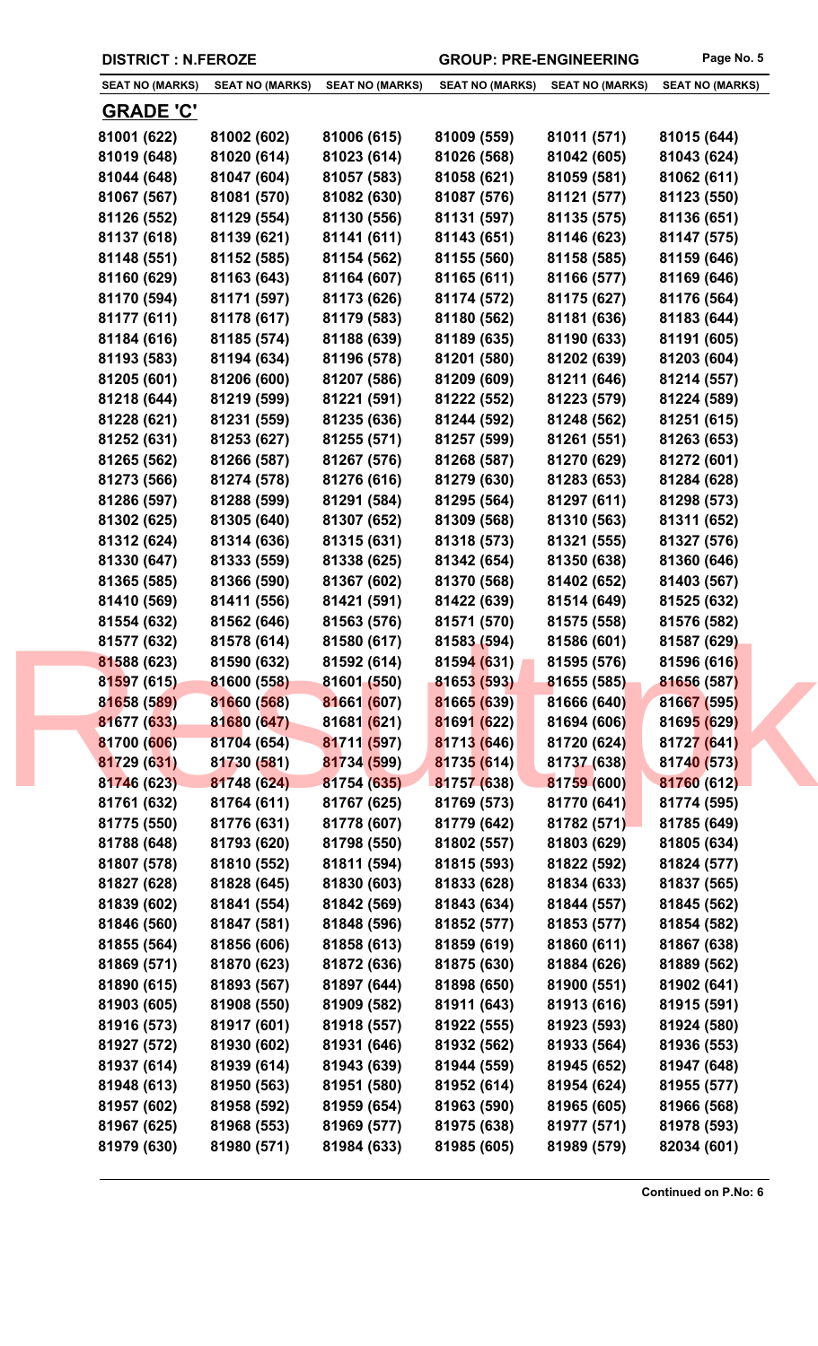DISTRICT : N.FEROZE GROUP: PRE-ENGINEERING

| SEAT NO (MARKS) | SEAT NO (MARKS) | SEAT NO (MARKS) | SEAT NO (MARKS) | SEAT NO (MARKS) | SEAT NO (MARKS) |
|---|---|---|---|---|---|

## GRADE 'C'

| | | | | | |
|---|---|---|---|---|---|
| 81001 (622) | 81002 (602) | 81006 (615) | 81009 (559) | 81011 (571) | 81015 (644) |
| 81019 (648) | 81020 (614) | 81023 (614) | 81026 (568) | 81042 (605) | 81043 (624) |
| 81044 (648) | 81047 (604) | 81057 (583) | 81058 (621) | 81059 (581) | 81062 (611) |
| 81067 (567) | 81081 (570) | 81082 (630) | 81087 (576) | 81121 (577) | 81123 (550) |
| 81126 (552) | 81129 (554) | 81130 (556) | 81131 (597) | 81135 (575) | 81136 (651) |
| 81137 (618) | 81139 (621) | 81141 (611) | 81143 (651) | 81146 (623) | 81147 (575) |
| 81148 (551) | 81152 (585) | 81154 (562) | 81155 (560) | 81158 (585) | 81159 (646) |
| 81160 (629) | 81163 (643) | 81164 (607) | 81165 (611) | 81166 (577) | 81169 (646) |
| 81170 (594) | 81171 (597) | 81173 (626) | 81174 (572) | 81175 (627) | 81176 (564) |
| 81177 (611) | 81178 (617) | 81179 (583) | 81180 (562) | 81181 (636) | 81183 (644) |
| 81184 (616) | 81185 (574) | 81188 (639) | 81189 (635) | 81190 (633) | 81191 (605) |
| 81193 (583) | 81194 (634) | 81196 (578) | 81201 (580) | 81202 (639) | 81203 (604) |
| 81205 (601) | 81206 (600) | 81207 (586) | 81209 (609) | 81211 (646) | 81214 (557) |
| 81218 (644) | 81219 (599) | 81221 (591) | 81222 (552) | 81223 (579) | 81224 (589) |
| 81228 (621) | 81231 (559) | 81235 (636) | 81244 (592) | 81248 (562) | 81251 (615) |
| 81252 (631) | 81253 (627) | 81255 (571) | 81257 (599) | 81261 (551) | 81263 (653) |
| 81265 (562) | 81266 (587) | 81267 (576) | 81268 (587) | 81270 (629) | 81272 (601) |
| 81273 (566) | 81274 (578) | 81276 (616) | 81279 (630) | 81283 (653) | 81284 (628) |
| 81286 (597) | 81288 (599) | 81291 (584) | 81295 (564) | 81297 (611) | 81298 (573) |
| 81302 (625) | 81305 (640) | 81307 (652) | 81309 (568) | 81310 (563) | 81311 (652) |
| 81312 (624) | 81314 (636) | 81315 (631) | 81318 (573) | 81321 (555) | 81327 (576) |
| 81330 (647) | 81333 (559) | 81338 (625) | 81342 (654) | 81350 (638) | 81360 (646) |
| 81365 (585) | 81366 (590) | 81367 (602) | 81370 (568) | 81402 (652) | 81403 (567) |
| 81410 (569) | 81411 (556) | 81421 (591) | 81422 (639) | 81514 (649) | 81525 (632) |
| 81554 (632) | 81562 (646) | 81563 (576) | 81571 (570) | 81575 (558) | 81576 (582) |
| 81577 (632) | 81578 (614) | 81580 (617) | 81583 (594) | 81586 (601) | 81587 (629) |
| 81588 (623) | 81590 (632) | 81592 (614) | 81594 (631) | 81595 (576) | 81596 (616) |
| 81597 (615) | 81600 (558) | 81601 (550) | 81653 (593) | 81655 (585) | 81656 (587) |
| 81658 (589) | 81660 (568) | 81661 (607) | 81665 (639) | 81666 (640) | 81667 (595) |
| 81677 (633) | 81680 (647) | 81681 (621) | 81691 (622) | 81694 (606) | 81695 (629) |
| 81700 (606) | 81704 (654) | 81711 (597) | 81713 (646) | 81720 (624) | 81727 (641) |
| 81729 (631) | 81730 (581) | 81734 (599) | 81735 (614) | 81737 (638) | 81740 (573) |
| 81746 (623) | 81748 (624) | 81754 (635) | 81757 (638) | 81759 (600) | 81760 (612) |
| 81761 (632) | 81764 (611) | 81767 (625) | 81769 (573) | 81770 (641) | 81774 (595) |
| 81775 (550) | 81776 (631) | 81778 (607) | 81779 (642) | 81782 (571) | 81785 (649) |
| 81788 (648) | 81793 (620) | 81798 (550) | 81802 (557) | 81803 (629) | 81805 (634) |
| 81807 (578) | 81810 (552) | 81811 (594) | 81815 (593) | 81822 (592) | 81824 (577) |
| 81827 (628) | 81828 (645) | 81830 (603) | 81833 (628) | 81834 (633) | 81837 (565) |
| 81839 (602) | 81841 (554) | 81842 (569) | 81843 (634) | 81844 (557) | 81845 (562) |
| 81846 (560) | 81847 (581) | 81848 (596) | 81852 (577) | 81853 (577) | 81854 (582) |
| 81855 (564) | 81856 (606) | 81858 (613) | 81859 (619) | 81860 (611) | 81867 (638) |
| 81869 (571) | 81870 (623) | 81872 (636) | 81875 (630) | 81884 (626) | 81889 (562) |
| 81890 (615) | 81893 (567) | 81897 (644) | 81898 (650) | 81900 (551) | 81902 (641) |
| 81903 (605) | 81908 (550) | 81909 (582) | 81911 (643) | 81913 (616) | 81915 (591) |
| 81916 (573) | 81917 (601) | 81918 (557) | 81922 (555) | 81923 (593) | 81924 (580) |
| 81927 (572) | 81930 (602) | 81931 (646) | 81932 (562) | 81933 (564) | 81936 (553) |
| 81937 (614) | 81939 (614) | 81943 (639) | 81944 (559) | 81945 (652) | 81947 (648) |
| 81948 (613) | 81950 (563) | 81951 (580) | 81952 (614) | 81954 (624) | 81955 (577) |
| 81957 (602) | 81958 (592) | 81959 (654) | 81963 (590) | 81965 (605) | 81966 (568) |
| 81967 (625) | 81968 (553) | 81969 (577) | 81975 (638) | 81977 (571) | 81978 (593) |
| 81979 (630) | 81980 (571) | 81984 (633) | 81985 (605) | 81989 (579) | 82034 (601) |

**Continued on P.No: 6**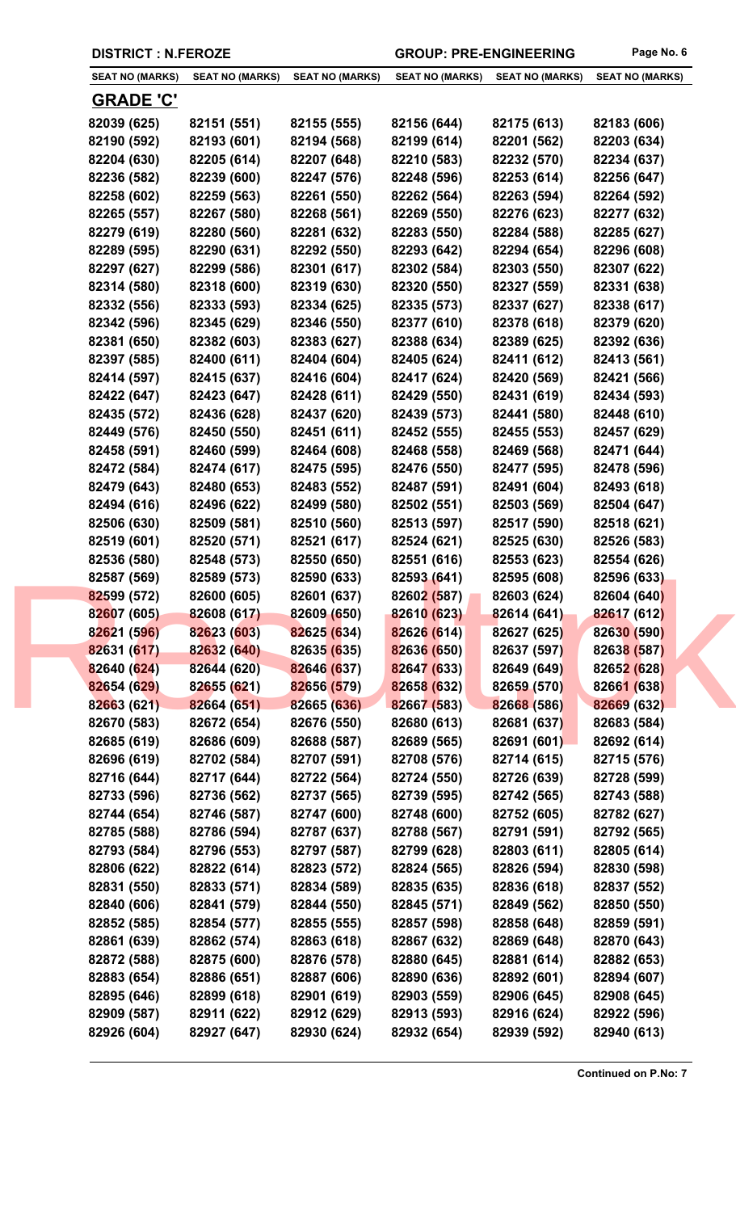**DISTRICT : N.FEROZE** | **GROUP: PRE-ENGINEERING**

| SEAT NO (MARKS) | SEAT NO (MARKS) | SEAT NO (MARKS) | SEAT NO (MARKS) | SEAT NO (MARKS) | SEAT NO (MARKS) |
|---|---|---|---|---|---|

## GRADE 'C'

| SEAT NO (MARKS) | SEAT NO (MARKS) | SEAT NO (MARKS) | SEAT NO (MARKS) | SEAT NO (MARKS) | SEAT NO (MARKS) |
|---|---|---|---|---|---|
| 82039 (625) | 82151 (551) | 82155 (555) | 82156 (644) | 82175 (613) | 82183 (606) |
| 82190 (592) | 82193 (601) | 82194 (568) | 82199 (614) | 82201 (562) | 82203 (634) |
| 82204 (630) | 82205 (614) | 82207 (648) | 82210 (583) | 82232 (570) | 82234 (637) |
| 82236 (582) | 82239 (600) | 82247 (576) | 82248 (596) | 82253 (614) | 82256 (647) |
| 82258 (602) | 82259 (563) | 82261 (550) | 82262 (564) | 82263 (594) | 82264 (592) |
| 82265 (557) | 82267 (580) | 82268 (561) | 82269 (550) | 82276 (623) | 82277 (632) |
| 82279 (619) | 82280 (560) | 82281 (632) | 82283 (550) | 82284 (588) | 82285 (627) |
| 82289 (595) | 82290 (631) | 82292 (550) | 82293 (642) | 82294 (654) | 82296 (608) |
| 82297 (627) | 82299 (586) | 82301 (617) | 82302 (584) | 82303 (550) | 82307 (622) |
| 82314 (580) | 82318 (600) | 82319 (630) | 82320 (550) | 82327 (559) | 82331 (638) |
| 82332 (556) | 82333 (593) | 82334 (625) | 82335 (573) | 82337 (627) | 82338 (617) |
| 82342 (596) | 82345 (629) | 82346 (550) | 82377 (610) | 82378 (618) | 82379 (620) |
| 82381 (650) | 82382 (603) | 82383 (627) | 82388 (634) | 82389 (625) | 82392 (636) |
| 82397 (585) | 82400 (611) | 82404 (604) | 82405 (624) | 82411 (612) | 82413 (561) |
| 82414 (597) | 82415 (637) | 82416 (604) | 82417 (624) | 82420 (569) | 82421 (566) |
| 82422 (647) | 82423 (647) | 82428 (611) | 82429 (550) | 82431 (619) | 82434 (593) |
| 82435 (572) | 82436 (628) | 82437 (620) | 82439 (573) | 82441 (580) | 82448 (610) |
| 82449 (576) | 82450 (550) | 82451 (611) | 82452 (555) | 82455 (553) | 82457 (629) |
| 82458 (591) | 82460 (599) | 82464 (608) | 82468 (558) | 82469 (568) | 82471 (644) |
| 82472 (584) | 82474 (617) | 82475 (595) | 82476 (550) | 82477 (595) | 82478 (596) |
| 82479 (643) | 82480 (653) | 82483 (552) | 82487 (591) | 82491 (604) | 82493 (618) |
| 82494 (616) | 82496 (622) | 82499 (580) | 82502 (551) | 82503 (569) | 82504 (647) |
| 82506 (630) | 82509 (581) | 82510 (560) | 82513 (597) | 82517 (590) | 82518 (621) |
| 82519 (601) | 82520 (571) | 82521 (617) | 82524 (621) | 82525 (630) | 82526 (583) |
| 82536 (580) | 82548 (573) | 82550 (650) | 82551 (616) | 82553 (623) | 82554 (626) |
| 82587 (569) | 82589 (573) | 82590 (633) | 82593 (641) | 82595 (608) | 82596 (633) |
| 82599 (572) | 82600 (605) | 82601 (637) | 82602 (587) | 82603 (624) | 82604 (640) |
| 82607 (605) | 82608 (617) | 82609 (650) | 82610 (623) | 82614 (641) | 82617 (612) |
| 82621 (596) | 82623 (603) | 82625 (634) | 82626 (614) | 82627 (625) | 82630 (590) |
| 82631 (617) | 82632 (640) | 82635 (635) | 82636 (650) | 82637 (597) | 82638 (587) |
| 82640 (624) | 82644 (620) | 82646 (637) | 82647 (633) | 82649 (649) | 82652 (628) |
| 82654 (629) | 82655 (621) | 82656 (579) | 82658 (632) | 82659 (570) | 82661 (638) |
| 82663 (621) | 82664 (651) | 82665 (636) | 82667 (583) | 82668 (586) | 82669 (632) |
| 82670 (583) | 82672 (654) | 82676 (550) | 82680 (613) | 82681 (637) | 82683 (584) |
| 82685 (619) | 82686 (609) | 82688 (587) | 82689 (565) | 82691 (601) | 82692 (614) |
| 82696 (619) | 82702 (584) | 82707 (591) | 82708 (576) | 82714 (615) | 82715 (576) |
| 82716 (644) | 82717 (644) | 82722 (564) | 82724 (550) | 82726 (639) | 82728 (599) |
| 82733 (596) | 82736 (562) | 82737 (565) | 82739 (595) | 82742 (565) | 82743 (588) |
| 82744 (654) | 82746 (587) | 82747 (600) | 82748 (600) | 82752 (605) | 82782 (627) |
| 82785 (588) | 82786 (594) | 82787 (637) | 82788 (567) | 82791 (591) | 82792 (565) |
| 82793 (584) | 82796 (553) | 82797 (587) | 82799 (628) | 82803 (611) | 82805 (614) |
| 82806 (622) | 82822 (614) | 82823 (572) | 82824 (565) | 82826 (594) | 82830 (598) |
| 82831 (550) | 82833 (571) | 82834 (589) | 82835 (635) | 82836 (618) | 82837 (552) |
| 82840 (606) | 82841 (579) | 82844 (550) | 82845 (571) | 82849 (562) | 82850 (550) |
| 82852 (585) | 82854 (577) | 82855 (555) | 82857 (598) | 82858 (648) | 82859 (591) |
| 82861 (639) | 82862 (574) | 82863 (618) | 82867 (632) | 82869 (648) | 82870 (643) |
| 82872 (588) | 82875 (600) | 82876 (578) | 82880 (645) | 82881 (614) | 82882 (653) |
| 82883 (654) | 82886 (651) | 82887 (606) | 82890 (636) | 82892 (601) | 82894 (607) |
| 82895 (646) | 82899 (618) | 82901 (619) | 82903 (559) | 82906 (645) | 82908 (645) |
| 82909 (587) | 82911 (622) | 82912 (629) | 82913 (593) | 82916 (624) | 82922 (596) |
| 82926 (604) | 82927 (647) | 82930 (624) | 82932 (654) | 82939 (592) | 82940 (613) |

**Continued on P.No: 7**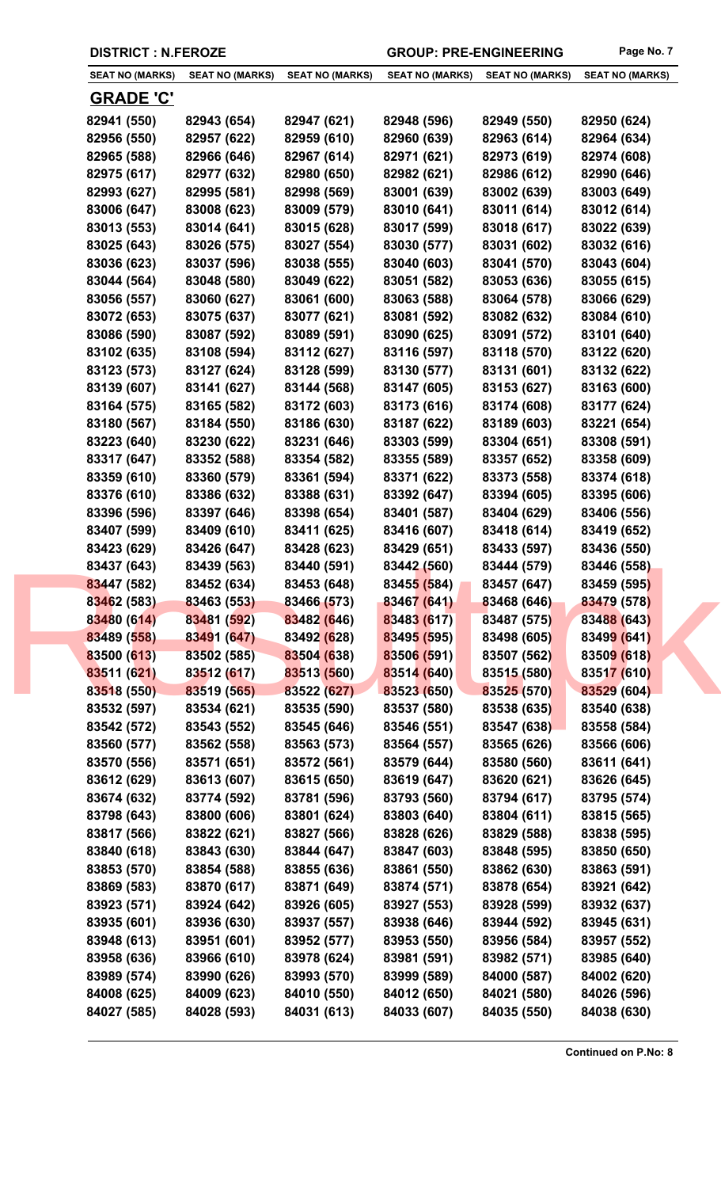DISTRICT : N.FEROZE

GROUP: PRE-ENGINEERING

| SEAT NO (MARKS) | SEAT NO (MARKS) | SEAT NO (MARKS) | SEAT NO (MARKS) | SEAT NO (MARKS) | SEAT NO (MARKS) |
|---|---|---|---|---|---|
| **GRADE 'C'** | | | | | |
| 82941 (550) | 82943 (654) | 82947 (621) | 82948 (596) | 82949 (550) | 82950 (624) |
| 82956 (550) | 82957 (622) | 82959 (610) | 82960 (639) | 82963 (614) | 82964 (634) |
| 82965 (588) | 82966 (646) | 82967 (614) | 82971 (621) | 82973 (619) | 82974 (608) |
| 82975 (617) | 82977 (632) | 82980 (650) | 82982 (621) | 82986 (612) | 82990 (646) |
| 82993 (627) | 82995 (581) | 82998 (569) | 83001 (639) | 83002 (639) | 83003 (649) |
| 83006 (647) | 83008 (623) | 83009 (579) | 83010 (641) | 83011 (614) | 83012 (614) |
| 83013 (553) | 83014 (641) | 83015 (628) | 83017 (599) | 83018 (617) | 83022 (639) |
| 83025 (643) | 83026 (575) | 83027 (554) | 83030 (577) | 83031 (602) | 83032 (616) |
| 83036 (623) | 83037 (596) | 83038 (555) | 83040 (603) | 83041 (570) | 83043 (604) |
| 83044 (564) | 83048 (580) | 83049 (622) | 83051 (582) | 83053 (636) | 83055 (615) |
| 83056 (557) | 83060 (627) | 83061 (600) | 83063 (588) | 83064 (578) | 83066 (629) |
| 83072 (653) | 83075 (637) | 83077 (621) | 83081 (592) | 83082 (632) | 83084 (610) |
| 83086 (590) | 83087 (592) | 83089 (591) | 83090 (625) | 83091 (572) | 83101 (640) |
| 83102 (635) | 83108 (594) | 83112 (627) | 83116 (597) | 83118 (570) | 83122 (620) |
| 83123 (573) | 83127 (624) | 83128 (599) | 83130 (577) | 83131 (601) | 83132 (622) |
| 83139 (607) | 83141 (627) | 83144 (568) | 83147 (605) | 83153 (627) | 83163 (600) |
| 83164 (575) | 83165 (582) | 83172 (603) | 83173 (616) | 83174 (608) | 83177 (624) |
| 83180 (567) | 83184 (550) | 83186 (630) | 83187 (622) | 83189 (603) | 83221 (654) |
| 83223 (640) | 83230 (622) | 83231 (646) | 83303 (599) | 83304 (651) | 83308 (591) |
| 83317 (647) | 83352 (588) | 83354 (582) | 83355 (589) | 83357 (652) | 83358 (609) |
| 83359 (610) | 83360 (579) | 83361 (594) | 83371 (622) | 83373 (558) | 83374 (618) |
| 83376 (610) | 83386 (632) | 83388 (631) | 83392 (647) | 83394 (605) | 83395 (606) |
| 83396 (596) | 83397 (646) | 83398 (654) | 83401 (587) | 83404 (629) | 83406 (556) |
| 83407 (599) | 83409 (610) | 83411 (625) | 83416 (607) | 83418 (614) | 83419 (652) |
| 83423 (629) | 83426 (647) | 83428 (623) | 83429 (651) | 83433 (597) | 83436 (550) |
| 83437 (643) | 83439 (563) | 83440 (591) | 83442 (560) | 83444 (579) | 83446 (558) |
| 83447 (582) | 83452 (634) | 83453 (648) | 83455 (584) | 83457 (647) | 83459 (595) |
| 83462 (583) | 83463 (553) | 83466 (573) | 83467 (641) | 83468 (646) | 83479 (578) |
| 83480 (614) | 83481 (592) | 83482 (646) | 83483 (617) | 83487 (575) | 83488 (643) |
| 83489 (558) | 83491 (647) | 83492 (628) | 83495 (595) | 83498 (605) | 83499 (641) |
| 83500 (613) | 83502 (585) | 83504 (638) | 83506 (591) | 83507 (562) | 83509 (618) |
| 83511 (621) | 83512 (617) | 83513 (560) | 83514 (640) | 83515 (580) | 83517 (610) |
| 83518 (550) | 83519 (565) | 83522 (627) | 83523 (650) | 83525 (570) | 83529 (604) |
| 83532 (597) | 83534 (621) | 83535 (590) | 83537 (580) | 83538 (635) | 83540 (638) |
| 83542 (572) | 83543 (552) | 83545 (646) | 83546 (551) | 83547 (638) | 83558 (584) |
| 83560 (577) | 83562 (558) | 83563 (573) | 83564 (557) | 83565 (626) | 83566 (606) |
| 83570 (556) | 83571 (651) | 83572 (561) | 83579 (644) | 83580 (560) | 83611 (641) |
| 83612 (629) | 83613 (607) | 83615 (650) | 83619 (647) | 83620 (621) | 83626 (645) |
| 83674 (632) | 83774 (592) | 83781 (596) | 83793 (560) | 83794 (617) | 83795 (574) |
| 83798 (643) | 83800 (606) | 83801 (624) | 83803 (640) | 83804 (611) | 83815 (565) |
| 83817 (566) | 83822 (621) | 83827 (566) | 83828 (626) | 83829 (588) | 83838 (595) |
| 83840 (618) | 83843 (630) | 83844 (647) | 83847 (603) | 83848 (595) | 83850 (650) |
| 83853 (570) | 83854 (588) | 83855 (636) | 83861 (550) | 83862 (630) | 83863 (591) |
| 83869 (583) | 83870 (617) | 83871 (649) | 83874 (571) | 83878 (654) | 83921 (642) |
| 83923 (571) | 83924 (642) | 83926 (605) | 83927 (553) | 83928 (599) | 83932 (637) |
| 83935 (601) | 83936 (630) | 83937 (557) | 83938 (646) | 83944 (592) | 83945 (631) |
| 83948 (613) | 83951 (601) | 83952 (577) | 83953 (550) | 83956 (584) | 83957 (552) |
| 83958 (636) | 83966 (610) | 83978 (624) | 83981 (591) | 83982 (571) | 83985 (640) |
| 83989 (574) | 83990 (626) | 83993 (570) | 83999 (589) | 84000 (587) | 84002 (620) |
| 84008 (625) | 84009 (623) | 84010 (550) | 84012 (650) | 84021 (580) | 84026 (596) |
| 84027 (585) | 84028 (593) | 84031 (613) | 84033 (607) | 84035 (550) | 84038 (630) |

**Continued on P.No: 8**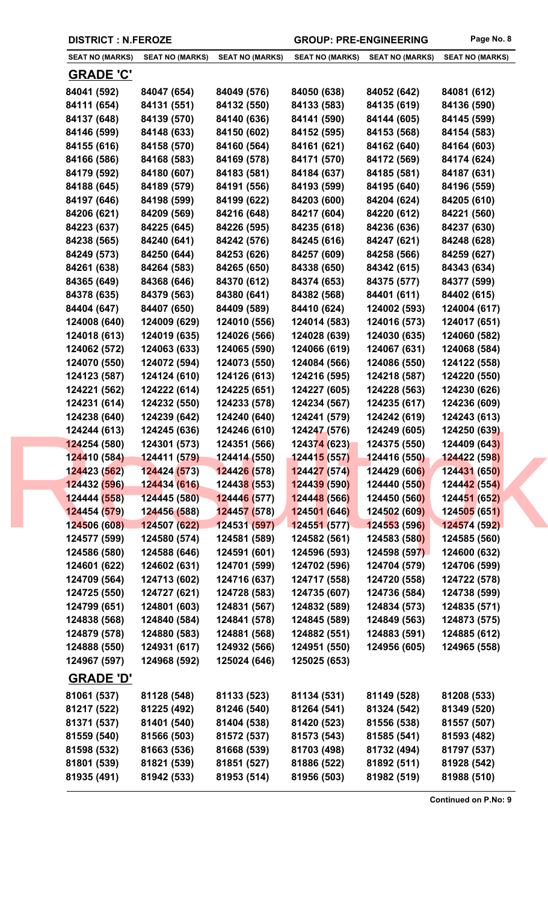DISTRICT : N.FEROZE | GROUP: PRE-ENGINEERING

| SEAT NO (MARKS) | SEAT NO (MARKS) | SEAT NO (MARKS) | SEAT NO (MARKS) | SEAT NO (MARKS) | SEAT NO (MARKS) |
|---|---|---|---|---|---|

## GRADE 'C'

| | | | | | |
|---|---|---|---|---|---|
| 84041 (592) | 84047 (654) | 84049 (576) | 84050 (638) | 84052 (642) | 84081 (612) |
| 84111 (654) | 84131 (551) | 84132 (550) | 84133 (583) | 84135 (619) | 84136 (590) |
| 84137 (648) | 84139 (570) | 84140 (636) | 84141 (590) | 84144 (605) | 84145 (599) |
| 84146 (599) | 84148 (633) | 84150 (602) | 84152 (595) | 84153 (568) | 84154 (583) |
| 84155 (616) | 84158 (570) | 84160 (564) | 84161 (621) | 84162 (640) | 84164 (603) |
| 84166 (586) | 84168 (583) | 84169 (578) | 84171 (570) | 84172 (569) | 84174 (624) |
| 84179 (592) | 84180 (607) | 84183 (581) | 84184 (637) | 84185 (581) | 84187 (631) |
| 84188 (645) | 84189 (579) | 84191 (556) | 84193 (599) | 84195 (640) | 84196 (559) |
| 84197 (646) | 84198 (599) | 84199 (622) | 84203 (600) | 84204 (624) | 84205 (610) |
| 84206 (621) | 84209 (569) | 84216 (648) | 84217 (604) | 84220 (612) | 84221 (560) |
| 84223 (637) | 84225 (645) | 84226 (595) | 84235 (618) | 84236 (636) | 84237 (630) |
| 84238 (565) | 84240 (641) | 84242 (576) | 84245 (616) | 84247 (621) | 84248 (628) |
| 84249 (573) | 84250 (644) | 84253 (626) | 84257 (609) | 84258 (566) | 84259 (627) |
| 84261 (638) | 84264 (583) | 84265 (650) | 84338 (650) | 84342 (615) | 84343 (634) |
| 84365 (649) | 84368 (646) | 84370 (612) | 84374 (653) | 84375 (577) | 84377 (599) |
| 84378 (635) | 84379 (563) | 84380 (641) | 84382 (568) | 84401 (611) | 84402 (615) |
| 84404 (647) | 84407 (650) | 84409 (589) | 84410 (624) | 124002 (593) | 124004 (617) |
| 124008 (640) | 124009 (629) | 124010 (556) | 124014 (583) | 124016 (573) | 124017 (651) |
| 124018 (613) | 124019 (635) | 124026 (566) | 124028 (639) | 124030 (635) | 124060 (582) |
| 124062 (572) | 124063 (633) | 124065 (590) | 124066 (619) | 124067 (631) | 124068 (584) |
| 124070 (550) | 124072 (594) | 124073 (550) | 124084 (566) | 124086 (550) | 124122 (558) |
| 124123 (587) | 124124 (610) | 124126 (613) | 124216 (595) | 124218 (587) | 124220 (550) |
| 124221 (562) | 124222 (614) | 124225 (651) | 124227 (605) | 124228 (563) | 124230 (626) |
| 124231 (614) | 124232 (550) | 124233 (578) | 124234 (567) | 124235 (617) | 124236 (609) |
| 124238 (640) | 124239 (642) | 124240 (640) | 124241 (579) | 124242 (619) | 124243 (613) |
| 124244 (613) | 124245 (636) | 124246 (610) | 124247 (576) | 124249 (605) | 124250 (639) |
| 124254 (580) | 124301 (573) | 124351 (566) | 124374 (623) | 124375 (550) | 124409 (643) |
| 124410 (584) | 124411 (579) | 124414 (550) | 124415 (557) | 124416 (550) | 124422 (598) |
| 124423 (562) | 124424 (573) | 124426 (578) | 124427 (574) | 124429 (606) | 124431 (650) |
| 124432 (596) | 124434 (616) | 124438 (553) | 124439 (590) | 124440 (550) | 124442 (554) |
| 124444 (558) | 124445 (580) | 124446 (577) | 124448 (566) | 124450 (560) | 124451 (652) |
| 124454 (579) | 124456 (588) | 124457 (578) | 124501 (646) | 124502 (609) | 124505 (651) |
| 124506 (608) | 124507 (622) | 124531 (597) | 124551 (577) | 124553 (596) | 124574 (592) |
| 124577 (599) | 124580 (574) | 124581 (589) | 124582 (561) | 124583 (580) | 124585 (560) |
| 124586 (580) | 124588 (646) | 124591 (601) | 124596 (593) | 124598 (597) | 124600 (632) |
| 124601 (622) | 124602 (631) | 124701 (599) | 124702 (596) | 124704 (579) | 124706 (599) |
| 124709 (564) | 124713 (602) | 124716 (637) | 124717 (558) | 124720 (558) | 124722 (578) |
| 124725 (550) | 124727 (621) | 124728 (583) | 124735 (607) | 124736 (584) | 124738 (599) |
| 124799 (651) | 124801 (603) | 124831 (567) | 124832 (589) | 124834 (573) | 124835 (571) |
| 124838 (568) | 124840 (584) | 124841 (578) | 124845 (589) | 124849 (563) | 124873 (575) |
| 124879 (578) | 124880 (583) | 124881 (568) | 124882 (551) | 124883 (591) | 124885 (612) |
| 124888 (550) | 124931 (617) | 124932 (566) | 124951 (550) | 124956 (605) | 124965 (558) |
| 124967 (597) | 124968 (592) | 125024 (646) | 125025 (653) | | |

## GRADE 'D'

| | | | | | |
|---|---|---|---|---|---|
| 81061 (537) | 81128 (548) | 81133 (523) | 81134 (531) | 81149 (528) | 81208 (533) |
| 81217 (522) | 81225 (492) | 81246 (540) | 81264 (541) | 81324 (542) | 81349 (520) |
| 81371 (537) | 81401 (540) | 81404 (538) | 81420 (523) | 81556 (538) | 81557 (507) |
| 81559 (540) | 81566 (503) | 81572 (537) | 81573 (543) | 81585 (541) | 81593 (482) |
| 81598 (532) | 81663 (536) | 81668 (539) | 81703 (498) | 81732 (494) | 81797 (537) |
| 81801 (539) | 81821 (539) | 81851 (527) | 81886 (522) | 81892 (511) | 81928 (542) |
| 81935 (491) | 81942 (533) | 81953 (514) | 81956 (503) | 81982 (519) | 81988 (510) |

**Continued on P.No: 9**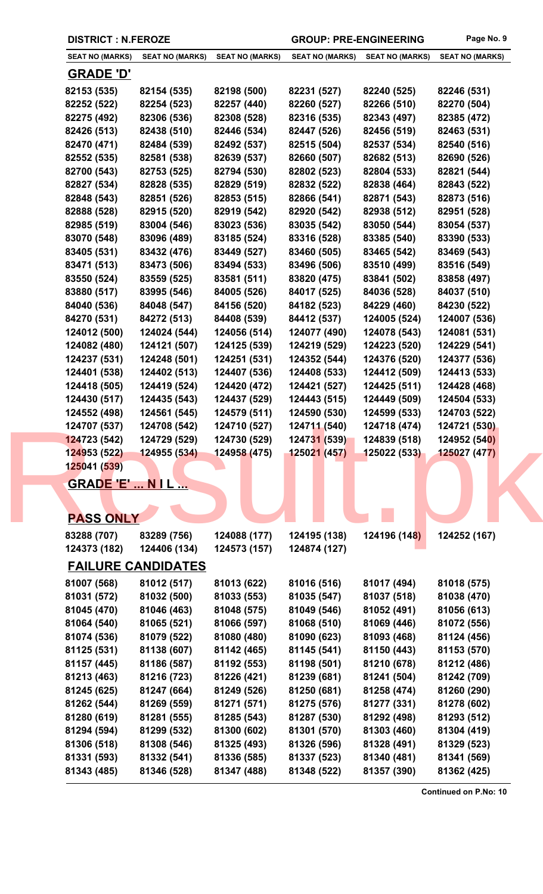**DISTRICT : N.FEROZE** **GROUP: PRE-ENGINEERING**

| SEAT NO (MARKS) | SEAT NO (MARKS) | SEAT NO (MARKS) | SEAT NO (MARKS) | SEAT NO (MARKS) | SEAT NO (MARKS) |
|---|---|---|---|---|---|

## GRADE 'D'

| | | | | | |
|---|---|---|---|---|---|
| 82153 (535) | 82154 (535) | 82198 (500) | 82231 (527) | 82240 (525) | 82246 (531) |
| 82252 (522) | 82254 (523) | 82257 (440) | 82260 (527) | 82266 (510) | 82270 (504) |
| 82275 (492) | 82306 (536) | 82308 (528) | 82316 (535) | 82343 (497) | 82385 (472) |
| 82426 (513) | 82438 (510) | 82446 (534) | 82447 (526) | 82456 (519) | 82463 (531) |
| 82470 (471) | 82484 (539) | 82492 (537) | 82515 (504) | 82537 (534) | 82540 (516) |
| 82552 (535) | 82581 (538) | 82639 (537) | 82660 (507) | 82682 (513) | 82690 (526) |
| 82700 (543) | 82753 (525) | 82794 (530) | 82802 (523) | 82804 (533) | 82821 (544) |
| 82827 (534) | 82828 (535) | 82829 (519) | 82832 (522) | 82838 (464) | 82843 (522) |
| 82848 (543) | 82851 (526) | 82853 (515) | 82866 (541) | 82871 (543) | 82873 (516) |
| 82888 (528) | 82915 (520) | 82919 (542) | 82920 (542) | 82938 (512) | 82951 (528) |
| 82985 (519) | 83004 (546) | 83023 (536) | 83035 (542) | 83050 (544) | 83054 (537) |
| 83070 (548) | 83096 (489) | 83185 (524) | 83316 (528) | 83385 (540) | 83390 (533) |
| 83405 (531) | 83432 (476) | 83449 (527) | 83460 (505) | 83465 (542) | 83469 (543) |
| 83471 (513) | 83473 (506) | 83494 (533) | 83496 (506) | 83510 (499) | 83516 (549) |
| 83550 (524) | 83559 (525) | 83581 (511) | 83820 (475) | 83841 (502) | 83858 (497) |
| 83880 (517) | 83995 (546) | 84005 (526) | 84017 (525) | 84036 (528) | 84037 (510) |
| 84040 (536) | 84048 (547) | 84156 (520) | 84182 (523) | 84229 (460) | 84230 (522) |
| 84270 (531) | 84272 (513) | 84408 (539) | 84412 (537) | 124005 (524) | 124007 (536) |
| 124012 (500) | 124024 (544) | 124056 (514) | 124077 (490) | 124078 (543) | 124081 (531) |
| 124082 (480) | 124121 (507) | 124125 (539) | 124219 (529) | 124223 (520) | 124229 (541) |
| 124237 (531) | 124248 (501) | 124251 (531) | 124352 (544) | 124376 (520) | 124377 (536) |
| 124401 (538) | 124402 (513) | 124407 (536) | 124408 (533) | 124412 (509) | 124413 (533) |
| 124418 (505) | 124419 (524) | 124420 (472) | 124421 (527) | 124425 (511) | 124428 (468) |
| 124430 (517) | 124435 (543) | 124437 (529) | 124443 (515) | 124449 (509) | 124504 (533) |
| 124552 (498) | 124561 (545) | 124579 (511) | 124590 (530) | 124599 (533) | 124703 (522) |
| 124707 (537) | 124708 (542) | 124710 (527) | 124711 (540) | 124718 (474) | 124721 (530) |
| 124723 (542) | 124729 (529) | 124730 (529) | 124731 (539) | 124839 (518) | 124952 (540) |
| 124953 (522) | 124955 (534) | 124958 (475) | 125021 (457) | 125022 (533) | 125027 (477) |
| 125041 (539) | | | | | |

## GRADE 'E' ... N I L ...

## PASS ONLY

| | | | | | |
|---|---|---|---|---|---|
| 83288 (707) | 83289 (756) | 124088 (177) | 124195 (138) | 124196 (148) | 124252 (167) |
| 124373 (182) | 124406 (134) | 124573 (157) | 124874 (127) | | |

## FAILURE CANDIDATES

| | | | | | |
|---|---|---|---|---|---|
| 81007 (568) | 81012 (517) | 81013 (622) | 81016 (516) | 81017 (494) | 81018 (575) |
| 81031 (572) | 81032 (500) | 81033 (553) | 81035 (547) | 81037 (518) | 81038 (470) |
| 81045 (470) | 81046 (463) | 81048 (575) | 81049 (546) | 81052 (491) | 81056 (613) |
| 81064 (540) | 81065 (521) | 81066 (597) | 81068 (510) | 81069 (446) | 81072 (556) |
| 81074 (536) | 81079 (522) | 81080 (480) | 81090 (623) | 81093 (468) | 81124 (456) |
| 81125 (531) | 81138 (607) | 81142 (465) | 81145 (541) | 81150 (443) | 81153 (570) |
| 81157 (445) | 81186 (587) | 81192 (553) | 81198 (501) | 81210 (678) | 81212 (486) |
| 81213 (463) | 81216 (723) | 81226 (421) | 81239 (681) | 81241 (504) | 81242 (709) |
| 81245 (625) | 81247 (664) | 81249 (526) | 81250 (681) | 81258 (474) | 81260 (290) |
| 81262 (544) | 81269 (559) | 81271 (571) | 81275 (576) | 81277 (331) | 81278 (602) |
| 81280 (619) | 81281 (555) | 81285 (543) | 81287 (530) | 81292 (498) | 81293 (512) |
| 81294 (594) | 81299 (532) | 81300 (602) | 81301 (570) | 81303 (460) | 81304 (419) |
| 81306 (518) | 81308 (546) | 81325 (493) | 81326 (596) | 81328 (491) | 81329 (523) |
| 81331 (593) | 81332 (541) | 81336 (585) | 81337 (523) | 81340 (481) | 81341 (569) |
| 81343 (485) | 81346 (528) | 81347 (488) | 81348 (522) | 81357 (390) | 81362 (425) |

**Continued on P.No: 10**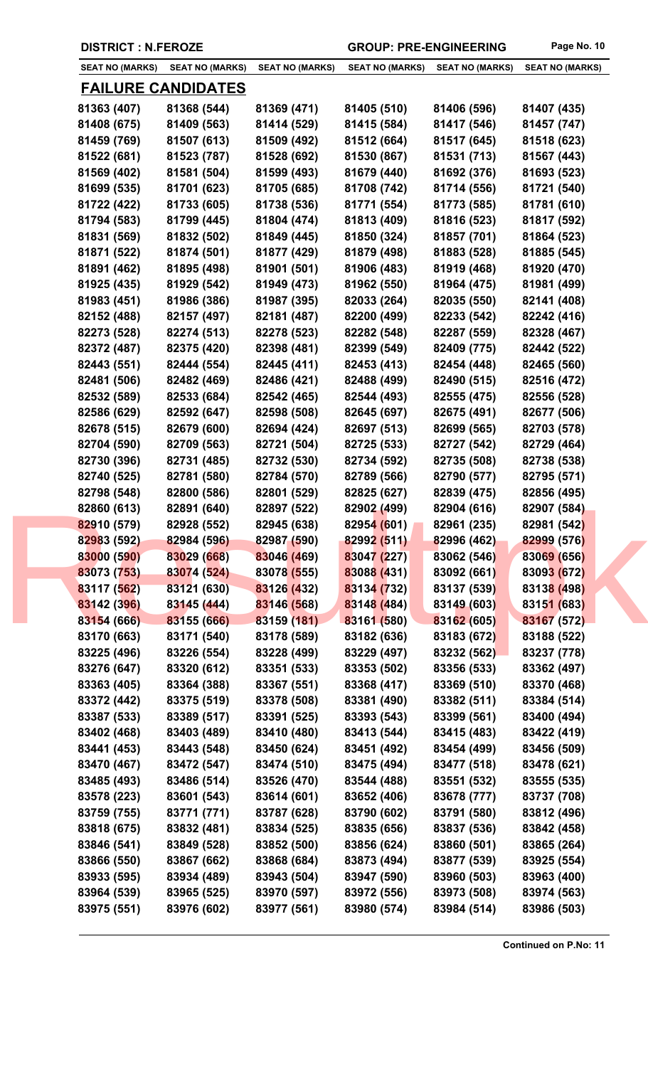**DISTRICT : N.FEROZE** **GROUP: PRE-ENGINEERING**

| SEAT NO (MARKS) | SEAT NO (MARKS) | SEAT NO (MARKS) | SEAT NO (MARKS) | SEAT NO (MARKS) | SEAT NO (MARKS) |
|---|---|---|---|---|---|

## FAILURE CANDIDATES

| | | | | | |
|---|---|---|---|---|---|
| 81363 (407) | 81368 (544) | 81369 (471) | 81405 (510) | 81406 (596) | 81407 (435) |
| 81408 (675) | 81409 (563) | 81414 (529) | 81415 (584) | 81417 (546) | 81457 (747) |
| 81459 (769) | 81507 (613) | 81509 (492) | 81512 (664) | 81517 (645) | 81518 (623) |
| 81522 (681) | 81523 (787) | 81528 (692) | 81530 (867) | 81531 (713) | 81567 (443) |
| 81569 (402) | 81581 (504) | 81599 (493) | 81679 (440) | 81692 (376) | 81693 (523) |
| 81699 (535) | 81701 (623) | 81705 (685) | 81708 (742) | 81714 (556) | 81721 (540) |
| 81722 (422) | 81733 (605) | 81738 (536) | 81771 (554) | 81773 (585) | 81781 (610) |
| 81794 (583) | 81799 (445) | 81804 (474) | 81813 (409) | 81816 (523) | 81817 (592) |
| 81831 (569) | 81832 (502) | 81849 (445) | 81850 (324) | 81857 (701) | 81864 (523) |
| 81871 (522) | 81874 (501) | 81877 (429) | 81879 (498) | 81883 (528) | 81885 (545) |
| 81891 (462) | 81895 (498) | 81901 (501) | 81906 (483) | 81919 (468) | 81920 (470) |
| 81925 (435) | 81929 (542) | 81949 (473) | 81962 (550) | 81964 (475) | 81981 (499) |
| 81983 (451) | 81986 (386) | 81987 (395) | 82033 (264) | 82035 (550) | 82141 (408) |
| 82152 (488) | 82157 (497) | 82181 (487) | 82200 (499) | 82233 (542) | 82242 (416) |
| 82273 (528) | 82274 (513) | 82278 (523) | 82282 (548) | 82287 (559) | 82328 (467) |
| 82372 (487) | 82375 (420) | 82398 (481) | 82399 (549) | 82409 (775) | 82442 (522) |
| 82443 (551) | 82444 (554) | 82445 (411) | 82453 (413) | 82454 (448) | 82465 (560) |
| 82481 (506) | 82482 (469) | 82486 (421) | 82488 (499) | 82490 (515) | 82516 (472) |
| 82532 (589) | 82533 (684) | 82542 (465) | 82544 (493) | 82555 (475) | 82556 (528) |
| 82586 (629) | 82592 (647) | 82598 (508) | 82645 (697) | 82675 (491) | 82677 (506) |
| 82678 (515) | 82679 (600) | 82694 (424) | 82697 (513) | 82699 (565) | 82703 (578) |
| 82704 (590) | 82709 (563) | 82721 (504) | 82725 (533) | 82727 (542) | 82729 (464) |
| 82730 (396) | 82731 (485) | 82732 (530) | 82734 (592) | 82735 (508) | 82738 (538) |
| 82740 (525) | 82781 (580) | 82784 (570) | 82789 (566) | 82790 (577) | 82795 (571) |
| 82798 (548) | 82800 (586) | 82801 (529) | 82825 (627) | 82839 (475) | 82856 (495) |
| 82860 (613) | 82891 (640) | 82897 (522) | 82902 (499) | 82904 (616) | 82907 (584) |
| 82910 (579) | 82928 (552) | 82945 (638) | 82954 (601) | 82961 (235) | 82981 (542) |
| 82983 (592) | 82984 (596) | 82987 (590) | 82992 (511) | 82996 (462) | 82999 (576) |
| 83000 (590) | 83029 (668) | 83046 (469) | 83047 (227) | 83062 (546) | 83069 (656) |
| 83073 (753) | 83074 (524) | 83078 (555) | 83088 (431) | 83092 (661) | 83093 (672) |
| 83117 (562) | 83121 (630) | 83126 (432) | 83134 (732) | 83137 (539) | 83138 (498) |
| 83142 (396) | 83145 (444) | 83146 (568) | 83148 (484) | 83149 (603) | 83151 (683) |
| 83154 (666) | 83155 (666) | 83159 (181) | 83161 (580) | 83162 (605) | 83167 (572) |
| 83170 (663) | 83171 (540) | 83178 (589) | 83182 (636) | 83183 (672) | 83188 (522) |
| 83225 (496) | 83226 (554) | 83228 (499) | 83229 (497) | 83232 (562) | 83237 (778) |
| 83276 (647) | 83320 (612) | 83351 (533) | 83353 (502) | 83356 (533) | 83362 (497) |
| 83363 (405) | 83364 (388) | 83367 (551) | 83368 (417) | 83369 (510) | 83370 (468) |
| 83372 (442) | 83375 (519) | 83378 (508) | 83381 (490) | 83382 (511) | 83384 (514) |
| 83387 (533) | 83389 (517) | 83391 (525) | 83393 (543) | 83399 (561) | 83400 (494) |
| 83402 (468) | 83403 (489) | 83410 (480) | 83413 (544) | 83415 (483) | 83422 (419) |
| 83441 (453) | 83443 (548) | 83450 (624) | 83451 (492) | 83454 (499) | 83456 (509) |
| 83470 (467) | 83472 (547) | 83474 (510) | 83475 (494) | 83477 (518) | 83478 (621) |
| 83485 (493) | 83486 (514) | 83526 (470) | 83544 (488) | 83551 (532) | 83555 (535) |
| 83578 (223) | 83601 (543) | 83614 (601) | 83652 (406) | 83678 (777) | 83737 (708) |
| 83759 (755) | 83771 (771) | 83787 (628) | 83790 (602) | 83791 (580) | 83812 (496) |
| 83818 (675) | 83832 (481) | 83834 (525) | 83835 (656) | 83837 (536) | 83842 (458) |
| 83846 (541) | 83849 (528) | 83852 (500) | 83856 (624) | 83860 (501) | 83865 (264) |
| 83866 (550) | 83867 (662) | 83868 (684) | 83873 (494) | 83877 (539) | 83925 (554) |
| 83933 (595) | 83934 (489) | 83943 (504) | 83947 (590) | 83960 (503) | 83963 (400) |
| 83964 (539) | 83965 (525) | 83970 (597) | 83972 (556) | 83973 (508) | 83974 (563) |
| 83975 (551) | 83976 (602) | 83977 (561) | 83980 (574) | 83984 (514) | 83986 (503) |

**Continued on P.No: 11**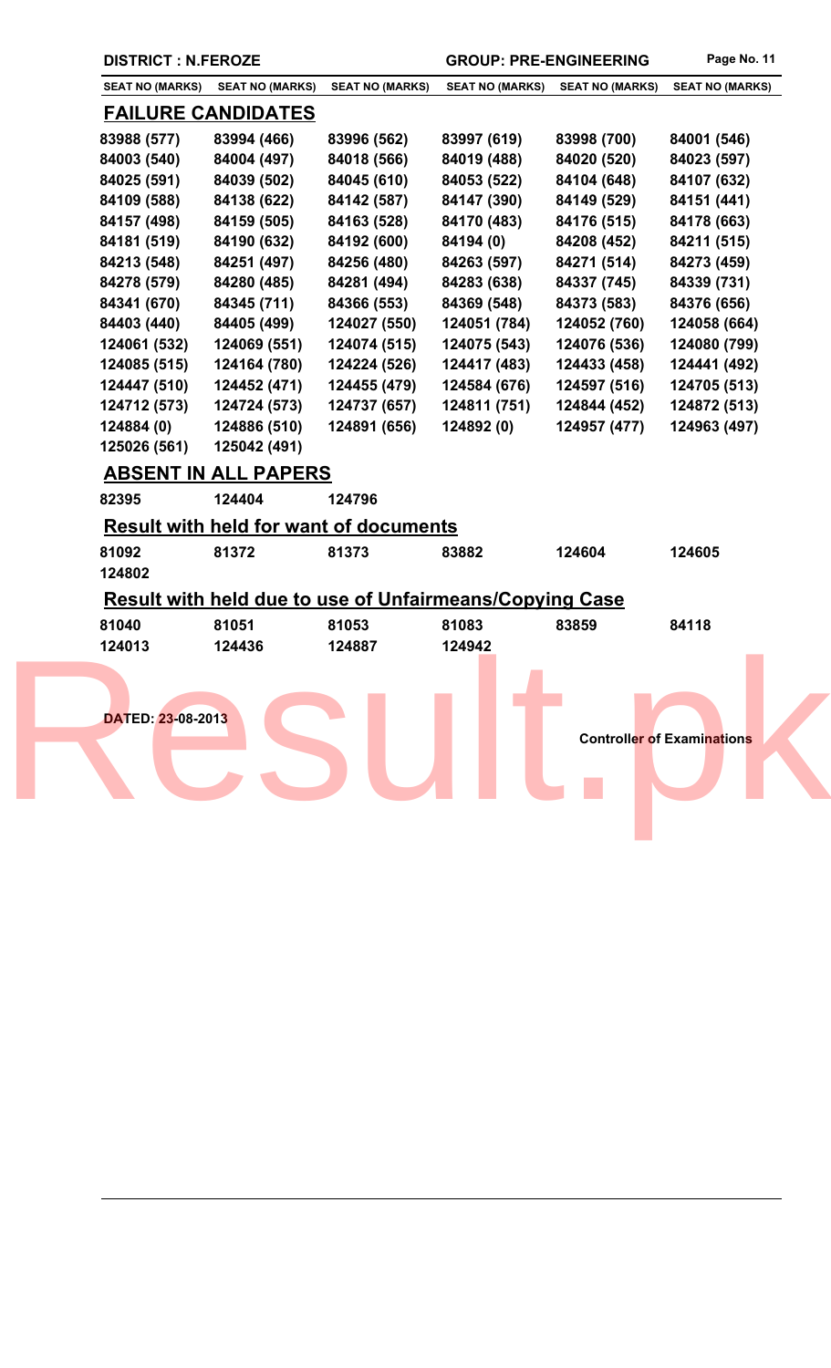**DISTRICT : N.FEROZE** **GROUP: PRE-ENGINEERING**

| SEAT NO (MARKS) | SEAT NO (MARKS) | SEAT NO (MARKS) | SEAT NO (MARKS) | SEAT NO (MARKS) | SEAT NO (MARKS) |
|---|---|---|---|---|---|

## FAILURE CANDIDATES

| | | | | | |
|---|---|---|---|---|---|
| 83988 (577) | 83994 (466) | 83996 (562) | 83997 (619) | 83998 (700) | 84001 (546) |
| 84003 (540) | 84004 (497) | 84018 (566) | 84019 (488) | 84020 (520) | 84023 (597) |
| 84025 (591) | 84039 (502) | 84045 (610) | 84053 (522) | 84104 (648) | 84107 (632) |
| 84109 (588) | 84138 (622) | 84142 (587) | 84147 (390) | 84149 (529) | 84151 (441) |
| 84157 (498) | 84159 (505) | 84163 (528) | 84170 (483) | 84176 (515) | 84178 (663) |
| 84181 (519) | 84190 (632) | 84192 (600) | 84194 (0) | 84208 (452) | 84211 (515) |
| 84213 (548) | 84251 (497) | 84256 (480) | 84263 (597) | 84271 (514) | 84273 (459) |
| 84278 (579) | 84280 (485) | 84281 (494) | 84283 (638) | 84337 (745) | 84339 (731) |
| 84341 (670) | 84345 (711) | 84366 (553) | 84369 (548) | 84373 (583) | 84376 (656) |
| 84403 (440) | 84405 (499) | 124027 (550) | 124051 (784) | 124052 (760) | 124058 (664) |
| 124061 (532) | 124069 (551) | 124074 (515) | 124075 (543) | 124076 (536) | 124080 (799) |
| 124085 (515) | 124164 (780) | 124224 (526) | 124417 (483) | 124433 (458) | 124441 (492) |
| 124447 (510) | 124452 (471) | 124455 (479) | 124584 (676) | 124597 (516) | 124705 (513) |
| 124712 (573) | 124724 (573) | 124737 (657) | 124811 (751) | 124844 (452) | 124872 (513) |
| 124884 (0) | 124886 (510) | 124891 (656) | 124892 (0) | 124957 (477) | 124963 (497) |
| 125026 (561) | 125042 (491) | | | | |

## ABSENT IN ALL PAPERS

| | | |
|---|---|---|
| 82395 | 124404 | 124796 |

## Result with held for want of documents

| | | | | | |
|---|---|---|---|---|---|
| 81092 | 81372 | 81373 | 83882 | 124604 | 124605 |
| 124802 | | | | | |

## Result with held due to use of Unfairmeans/Copying Case

| | | | | | |
|---|---|---|---|---|---|
| 81040 | 81051 | 81053 | 81083 | 83859 | 84118 |
| 124013 | 124436 | 124887 | 124942 | | |

DATED: 23-08-2013

Controller of Examinations